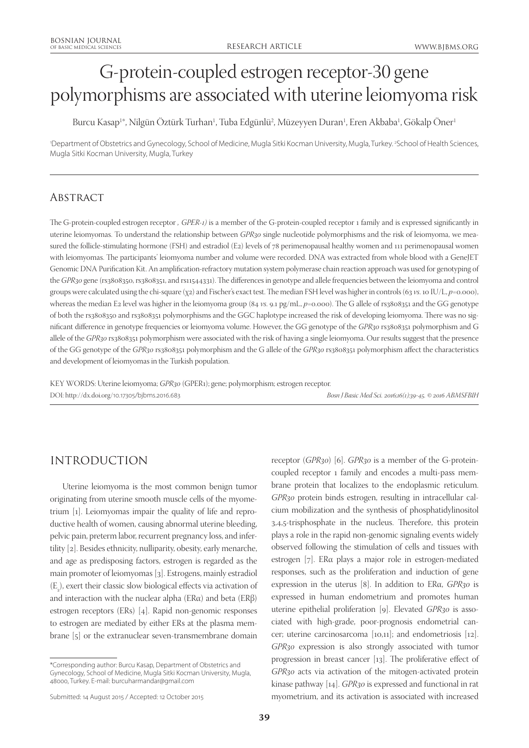# G-protein-coupled estrogen receptor-30 gene polymorphisms are associated with uterine leiomyoma risk

Burcu Kasap[1*], Nilgün Öztürk Turhan[1], Tuba Edgünlü[2], Müzeyyen Duran[1], Eren Akbaba[1], Gökalp Öner[1]

[1]Department of Obstetrics and Gynecology, School of Medicine, Mugla Sitki Kocman University, Mugla, Turkey. [2]School of Health Sciences, Mugla Sitki Kocman University, Mugla, Turkey

## Abstract

The G-protein-coupled estrogen receptor , *GPER-1)* is a member of the G-protein-coupled receptor 1 family and is expressed significantly in uterine leiomyomas. To understand the relationship between *GPR30* single nucleotide polymorphisms and the risk of leiomyoma, we measured the follicle-stimulating hormone (FSH) and estradiol (E2) levels of 78 perimenopausal healthy women and 111 perimenopausal women with leiomyomas. The participants' leiomyoma number and volume were recorded. DNA was extracted from whole blood with a GeneJET Genomic DNA Purification Kit. An amplification-refractory mutation system polymerase chain reaction approach was used for genotyping of the *GPR30* gene (rs3808350, rs3808351, and rs11544331). The differences in genotype and allele frequencies between the leiomyoma and control groups were calculated using the chi-square ($\chi^2$) and Fischer's exact test. The median FSH level was higher in controls (63 *vs.* 10 IU/L, $p$=0.000), whereas the median E2 level was higher in the leiomyoma group (84 *vs.* 9.1 pg/mL, $p$=0.000). The G allele of rs3808351 and the GG genotype of both the rs3808350 and rs3808351 polymorphisms and the GGC haplotype increased the risk of developing leiomyoma. There was no significant difference in genotype frequencies or leiomyoma volume. However, the GG genotype of the *GPR30* rs3808351 polymorphism and G allele of the *GPR30* rs3808351 polymorphism were associated with the risk of having a single leiomyoma. Our results suggest that the presence of the GG genotype of the *GPR30* rs3808351 polymorphism and the G allele of the *GPR30* rs3808351 polymorphism affect the characteristics and development of leiomyomas in the Turkish population.

KEY WORDS: Uterine leiomyoma; *GPR30* (GPER1); gene; polymorphism; estrogen receptor.

DOI: http://dx.doi.org/10.17305/bjbms.2016.683

## INTRODUCTION

Uterine leiomyoma is the most common benign tumor originating from uterine smooth muscle cells of the myometrium [1]. Leiomyomas impair the quality of life and reproductive health of women, causing abnormal uterine bleeding, pelvic pain, preterm labor, recurrent pregnancy loss, and infertility [2]. Besides ethnicity, nulliparity, obesity, early menarche, and age as predisposing factors, estrogen is regarded as the main promoter of leiomyomas [3]. Estrogens, mainly estradiol ($E_2$), exert their classic slow biological effects via activation of and interaction with the nuclear alpha (ERα) and beta (ERβ) estrogen receptors (ERs) [4]. Rapid non-genomic responses to estrogen are mediated by either ERs at the plasma membrane [5] or the extranuclear seven-transmembrane domain receptor (*GPR30*) [6]. *GPR30* is a member of the G-protein-coupled receptor 1 family and encodes a multi-pass membrane protein that localizes to the endoplasmic reticulum. *GPR30* protein binds estrogen, resulting in intracellular calcium mobilization and the synthesis of phosphatidylinositol 3,4,5-trisphosphate in the nucleus. Therefore, this protein plays a role in the rapid non-genomic signaling events widely observed following the stimulation of cells and tissues with estrogen [7]. ERα plays a major role in estrogen-mediated responses, such as the proliferation and induction of gene expression in the uterus [8]. In addition to ERα, *GPR30* is expressed in human endometrium and promotes human uterine epithelial proliferation [9]. Elevated *GPR30* is associated with high-grade, poor-prognosis endometrial cancer; uterine carcinosarcoma [10,11]; and endometriosis [12]. *GPR30* expression is also strongly associated with tumor progression in breast cancer [13]. The proliferative effect of *GPR30* acts via activation of the mitogen-activated protein kinase pathway [14]. *GPR30* is expressed and functional in rat myometrium, and its activation is associated with increased

*Corresponding author: Burcu Kasap, Department of Obstetrics and Gynecology, School of Medicine, Mugla Sitki Kocman University, Mugla, 48000, Turkey. E-mail: burcuharmandar@gmail.com

Submitted: 14 August 2015 / Accepted: 12 October 2015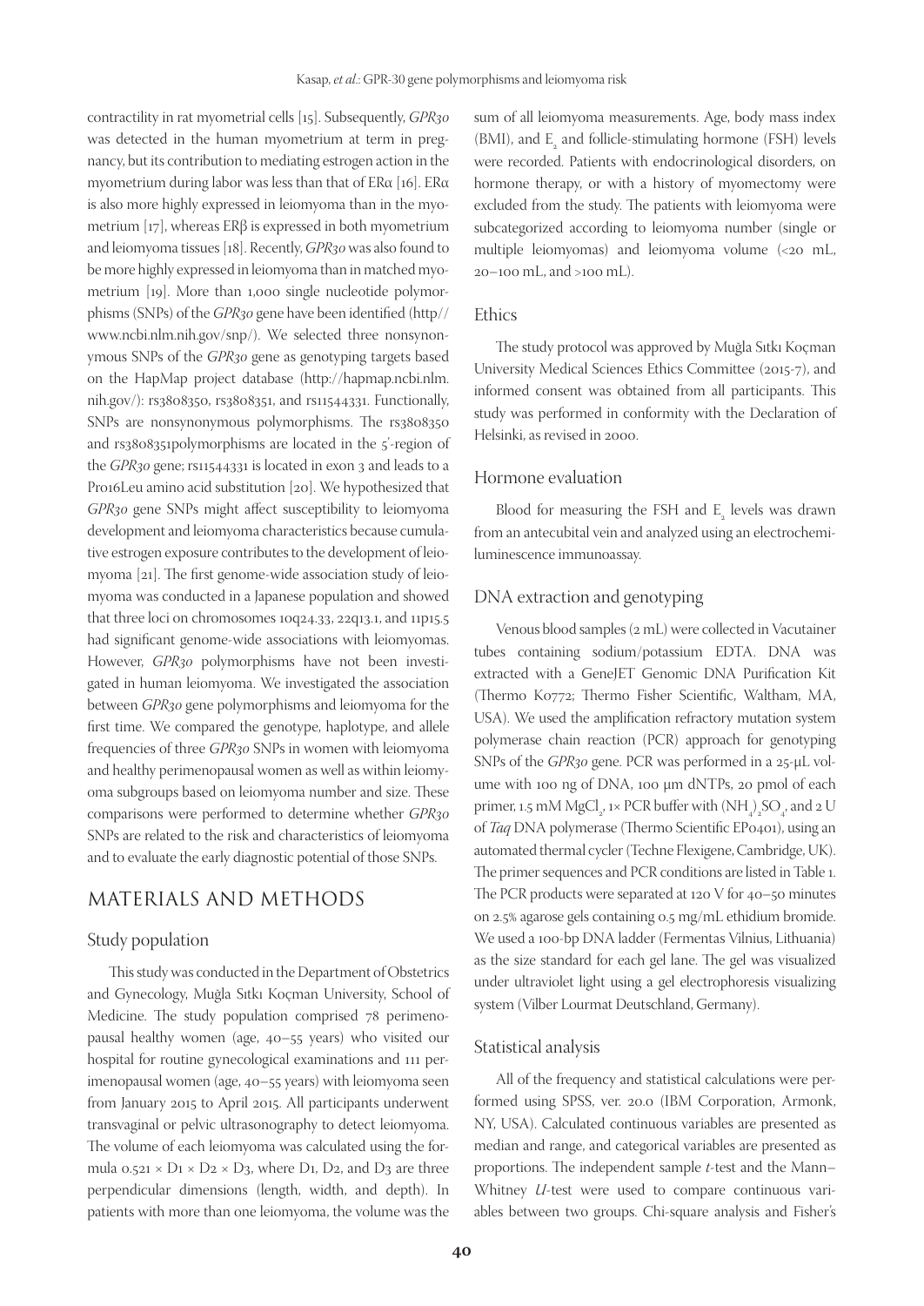contractility in rat myometrial cells [15]. Subsequently, *GPR30* was detected in the human myometrium at term in pregnancy, but its contribution to mediating estrogen action in the myometrium during labor was less than that of ERα [16]. ERα is also more highly expressed in leiomyoma than in the myometrium [17], whereas ERβ is expressed in both myometrium and leiomyoma tissues [18]. Recently, *GPR30* was also found to be more highly expressed in leiomyoma than in matched myometrium [19]. More than 1,000 single nucleotide polymorphisms (SNPs) of the *GPR30* gene have been identified (http//www.ncbi.nlm.nih.gov/snp/). We selected three nonsynonymous SNPs of the *GPR30* gene as genotyping targets based on the HapMap project database (http://hapmap.ncbi.nlm.nih.gov/): rs3808350, rs3808351, and rs11544331. Functionally, SNPs are nonsynonymous polymorphisms. The rs3808350 and rs3808351polymorphisms are located in the 5′-region of the *GPR30* gene; rs11544331 is located in exon 3 and leads to a Pro16Leu amino acid substitution [20]. We hypothesized that *GPR30* gene SNPs might affect susceptibility to leiomyoma development and leiomyoma characteristics because cumulative estrogen exposure contributes to the development of leiomyoma [21]. The first genome-wide association study of leiomyoma was conducted in a Japanese population and showed that three loci on chromosomes 10q24.33, 22q13.1, and 11p15.5 had significant genome-wide associations with leiomyomas. However, *GPR30* polymorphisms have not been investigated in human leiomyoma. We investigated the association between *GPR30* gene polymorphisms and leiomyoma for the first time. We compared the genotype, haplotype, and allele frequencies of three *GPR30* SNPs in women with leiomyoma and healthy perimenopausal women as well as within leiomyoma subgroups based on leiomyoma number and size. These comparisons were performed to determine whether *GPR30* SNPs are related to the risk and characteristics of leiomyoma and to evaluate the early diagnostic potential of those SNPs.

## MATERIALS AND METHODS

### Study population

This study was conducted in the Department of Obstetrics and Gynecology, Muğla Sıtkı Koçman University, School of Medicine. The study population comprised 78 perimenopausal healthy women (age, 40–55 years) who visited our hospital for routine gynecological examinations and 111 perimenopausal women (age, 40–55 years) with leiomyoma seen from January 2015 to April 2015. All participants underwent transvaginal or pelvic ultrasonography to detect leiomyoma. The volume of each leiomyoma was calculated using the formula $0.521 \times D1 \times D2 \times D3$, where D1, D2, and D3 are three perpendicular dimensions (length, width, and depth). In patients with more than one leiomyoma, the volume was the sum of all leiomyoma measurements. Age, body mass index (BMI), and $E_2$ and follicle-stimulating hormone (FSH) levels were recorded. Patients with endocrinological disorders, on hormone therapy, or with a history of myomectomy were excluded from the study. The patients with leiomyoma were subcategorized according to leiomyoma number (single or multiple leiomyomas) and leiomyoma volume (<20 mL, 20–100 mL, and >100 mL).

### Ethics

The study protocol was approved by Muğla Sıtkı Koçman University Medical Sciences Ethics Committee (2015-7), and informed consent was obtained from all participants. This study was performed in conformity with the Declaration of Helsinki, as revised in 2000.

### Hormone evaluation

Blood for measuring the FSH and $E_2$ levels was drawn from an antecubital vein and analyzed using an electrochemiluminescence immunoassay.

### DNA extraction and genotyping

Venous blood samples (2 mL) were collected in Vacutainer tubes containing sodium/potassium EDTA. DNA was extracted with a GeneJET Genomic DNA Purification Kit (Thermo K0772; Thermo Fisher Scientific, Waltham, MA, USA). We used the amplification refractory mutation system polymerase chain reaction (PCR) approach for genotyping SNPs of the *GPR30* gene. PCR was performed in a 25-μL volume with 100 ng of DNA, 100 μm dNTPs, 20 pmol of each primer, 1.5 mM $MgCl_2$, 1× PCR buffer with $(NH_4)_2SO_4$, and 2 U of *Taq* DNA polymerase (Thermo Scientific EP0401), using an automated thermal cycler (Techne Flexigene, Cambridge, UK). The primer sequences and PCR conditions are listed in Table 1. The PCR products were separated at 120 V for 40–50 minutes on 2.5% agarose gels containing 0.5 mg/mL ethidium bromide. We used a 100-bp DNA ladder (Fermentas Vilnius, Lithuania) as the size standard for each gel lane. The gel was visualized under ultraviolet light using a gel electrophoresis visualizing system (Vilber Lourmat Deutschland, Germany).

### Statistical analysis

All of the frequency and statistical calculations were performed using SPSS, ver. 20.0 (IBM Corporation, Armonk, NY, USA). Calculated continuous variables are presented as median and range, and categorical variables are presented as proportions. The independent sample *t*-test and the Mann–Whitney *U*-test were used to compare continuous variables between two groups. Chi-square analysis and Fisher's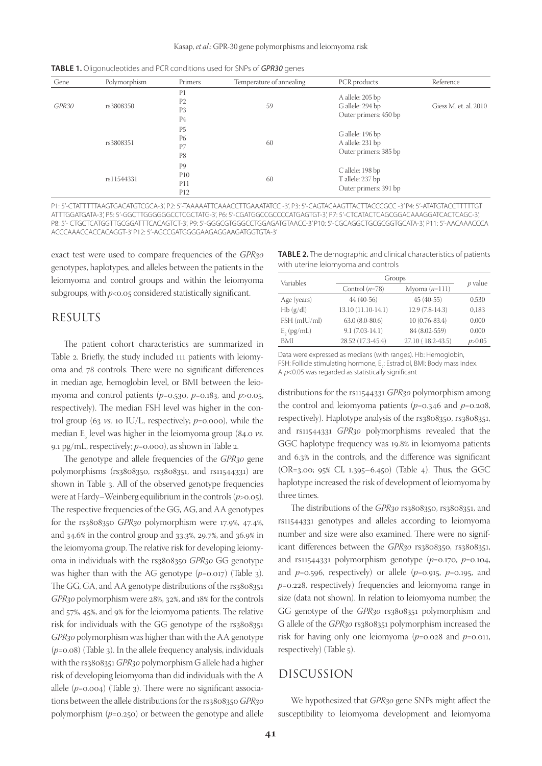**TABLE 1.** Oligonucleotides and PCR conditions used for SNPs of ***GPR30*** genes

| Gene | Polymorphism | Primers | Temperature of annealing | PCR products | Reference |
|---|---|---|---|---|---|
| *GPR30* | rs3808350 | P1<br>P2<br>P3<br>P4 | 59 | A allele: 205 bp<br>G allele: 294 bp<br>Outer primers: 450 bp | Giess M. et. al. 2010 |
| | rs3808351 | P5<br>P6<br>P7<br>P8 | 60 | G allele: 196 bp<br>A allele: 231 bp<br>Outer primers: 385 bp | |
| | rs11544331 | P9<br>P10<br>P11<br>P12 | 60 | C allele: 198 bp<br>T allele: 237 bp<br>Outer primers: 391 bp | |

P1: 5'-CTATTTTTAAGTGACATGTCGCA-3', P2: 5'-TAAAAATTCAAACCTTGAAATATCC -3', P3: 5'-CAGTACAAGTTACTTACCCGCC -3' P4: 5'-ATATGTACCTTTTTGTATTTGGATGATA-3', P5: 5'-GGCTTGGGGGGCCTCGCTATG-3', P6: 5'-CGATGGCCGCCCCATGAGTGT-3', P7: 5'-CTCATACTCAGCGGACAAAGGATCACTCAGC-3', P8: 5'- CTGCTCATGGTTGCGGATTTCACAGTCT-3', P9: 5'-GGGCGTGGGCCTGGAGATGTAACC-3' P10: 5'-CGCAGGCTGCGCGGTGCATA-3', P11: 5'-AACAAACCCAACCCAAACCACCACAGGT-3' P12: 5'-AGCCGATGGGGAAGAGGAAGATGGTGTA-3'

exact test were used to compare frequencies of the *GPR30* genotypes, haplotypes, and alleles between the patients in the leiomyoma and control groups and within the leiomyoma subgroups, with $p<0.05$ considered statistically significant.

## RESULTS

The patient cohort characteristics are summarized in Table 2. Briefly, the study included 111 patients with leiomyoma and 78 controls. There were no significant differences in median age, hemoglobin level, or BMI between the leiomyoma and control patients ($p=0.530$, $p=0.183$, and $p>0.05$, respectively). The median FSH level was higher in the control group (63 *vs.* 10 IU/L, respectively; $p=0.000$), while the median $E_2$ level was higher in the leiomyoma group (84.0 *vs.* 9.1 pg/mL, respectively; $p=0.000$), as shown in Table 2.

The genotype and allele frequencies of the *GPR30* gene polymorphisms (rs3808350, rs3808351, and rs11544331) are shown in Table 3. All of the observed genotype frequencies were at Hardy–Weinberg equilibrium in the controls ($p>0.05$). The respective frequencies of the GG, AG, and AA genotypes for the rs3808350 *GPR30* polymorphism were 17.9%, 47.4%, and 34.6% in the control group and 33.3%, 29.7%, and 36.9% in the leiomyoma group. The relative risk for developing leiomyoma in individuals with the rs3808350 *GPR30* GG genotype was higher than with the AG genotype ($p=0.017$) (Table 3). The GG, GA, and AA genotype distributions of the rs3808351 *GPR30* polymorphism were 28%, 32%, and 18% for the controls and 57%, 45%, and 9% for the leiomyoma patients. The relative risk for individuals with the GG genotype of the rs3808351 *GPR30* polymorphism was higher than with the AA genotype ($p=0.08$) (Table 3). In the allele frequency analysis, individuals with the rs3808351 *GPR30* polymorphism G allele had a higher risk of developing leiomyoma than did individuals with the A allele ($p=0.004$) (Table 3). There were no significant associations between the allele distributions for the rs3808350 *GPR30* polymorphism ($p=0.250$) or between the genotype and allele distributions for the rs11544331 *GPR30* polymorphism among the control and leiomyoma patients ($p=0.346$ and $p=0.208$, respectively). Haplotype analysis of the rs3808350, rs3808351, and rs11544331 *GPR30* polymorphisms revealed that the GGC haplotype frequency was 19.8% in leiomyoma patients and 6.3% in the controls, and the difference was significant (OR=3.00; 95% CI, 1.395–6.450) (Table 4). Thus, the GGC haplotype increased the risk of development of leiomyoma by three times.

**TABLE 2.** The demographic and clinical characteristics of patients with uterine leiomyoma and controls

| Variables | Groups | | *p* value |
|---|---|---|---|
| | Control ($n$=78) | Myoma ($n$=111) | |
| Age (years) | 44 (40-56) | 45 (40-55) | 0.530 |
| Hb (g/dl) | 13.10 (11.10-14.1) | 12.9 (7.8-14.3) | 0,183 |
| FSH (mIU/ml) | 63.0 (8.0-80.6) | 10 (0.76-83.4) | 0.000 |
| $E_2$ (pg/mL) | 9.1 (7.03-14.1) | 84 (8.02-559) | 0.000 |
| BMI | 28.52 (17.3-45.4) | 27.10 ( 18.2-43.5) | $p$>0.05 |

Data were expressed as medians (with ranges). Hb: Hemoglobin, FSH: Follicle stimulating hormone, $E_2$: Estradiol, BMI: Body mass index. A $p$<0.05 was regarded as statistically significant

The distributions of the *GPR30* rs3808350, rs3808351, and rs11544331 genotypes and alleles according to leiomyoma number and size were also examined. There were no significant differences between the *GPR30* rs3808350, rs3808351, and rs11544331 polymorphism genotype ($p=0.170$, $p=0.104$, and $p=0.596$, respectively) or allele ($p=0.915$, $p=0.195$, and $p=0.228$, respectively) frequencies and leiomyoma range in size (data not shown). In relation to leiomyoma number, the GG genotype of the *GPR30* rs3808351 polymorphism and G allele of the *GPR30* rs3808351 polymorphism increased the risk for having only one leiomyoma ($p=0.028$ and $p=0.011$, respectively) (Table 5).

## DISCUSSION

We hypothesized that *GPR30* gene SNPs might affect the susceptibility to leiomyoma development and leiomyoma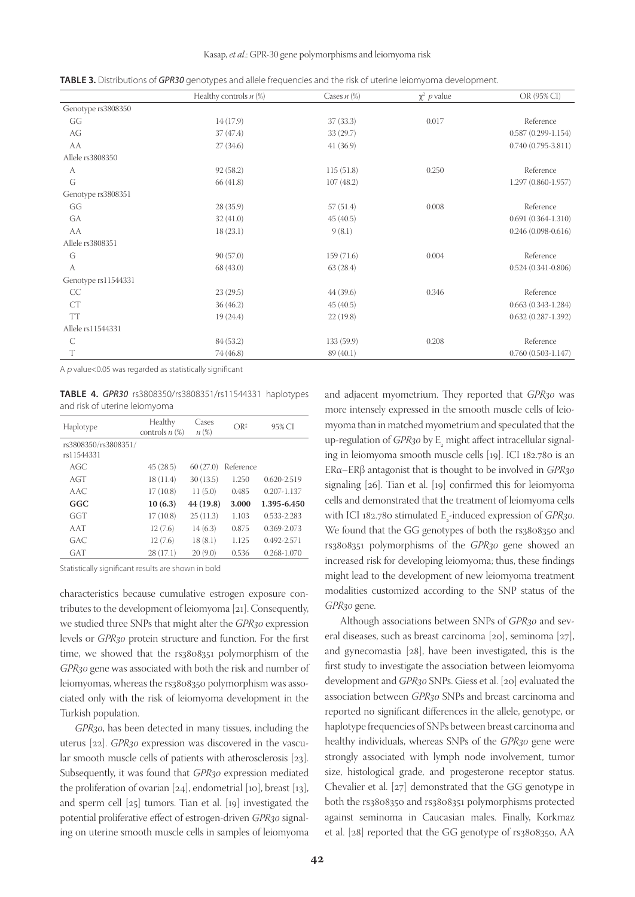**TABLE 3.** Distributions of *GPR30* genotypes and allele frequencies and the risk of uterine leiomyoma development.

| | Healthy controls *n* (%) | Cases *n* (%) | $\chi^2$ *p* value | OR (95% CI) |
|---|---|---|---|---|
| Genotype rs3808350 | | | | |
| GG | 14 (17.9) | 37 (33.3) | 0.017 | Reference |
| AG | 37 (47.4) | 33 (29.7) | | 0.587 (0.299-1.154) |
| AA | 27 (34.6) | 41 (36.9) | | 0.740 (0.795-3.811) |
| Allele rs3808350 | | | | |
| A | 92 (58.2) | 115 (51.8) | 0.250 | Reference |
| G | 66 (41.8) | 107 (48.2) | | 1.297 (0.860-1.957) |
| Genotype rs3808351 | | | | |
| GG | 28 (35.9) | 57 (51.4) | 0.008 | Reference |
| GA | 32 (41.0) | 45 (40.5) | | 0.691 (0.364-1.310) |
| AA | 18 (23.1) | 9 (8.1) | | 0.246 (0.098-0.616) |
| Allele rs3808351 | | | | |
| G | 90 (57.0) | 159 (71.6) | 0.004 | Reference |
| A | 68 (43.0) | 63 (28.4) | | 0.524 (0.341-0.806) |
| Genotype rs11544331 | | | | |
| CC | 23 (29.5) | 44 (39.6) | 0.346 | Reference |
| CT | 36 (46.2) | 45 (40.5) | | 0.663 (0.343-1.284) |
| TT | 19 (24.4) | 22 (19.8) | | 0.632 (0.287-1.392) |
| Allele rs11544331 | | | | |
| C | 84 (53.2) | 133 (59.9) | 0.208 | Reference |
| T | 74 (46.8) | 89 (40.1) | | 0.760 (0.503-1.147) |

A *p* value<0.05 was regarded as statistically significant

**TABLE 4.** *GPR30* rs3808350/rs3808351/rs11544331 haplotypes and risk of uterine leiomyoma

| Haplotype | Healthy controls *n* (%) | Cases *n* (%) | OR‡ | 95% CI |
|---|---|---|---|---|
| rs3808350/rs3808351/ rs11544331 | | | | |
| AGC | 45 (28.5) | 60 (27.0) | Reference | |
| AGT | 18 (11.4) | 30 (13.5) | 1.250 | 0.620-2.519 |
| AAC | 17 (10.8) | 11 (5.0) | 0.485 | 0.207-1.137 |
| **GGC** | **10 (6.3)** | **44 (19.8)** | **3.000** | **1.395-6.450** |
| GGT | 17 (10.8) | 25 (11.3) | 1.103 | 0.533-2.283 |
| AAT | 12 (7.6) | 14 (6.3) | 0.875 | 0.369-2.073 |
| GAC | 12 (7.6) | 18 (8.1) | 1.125 | 0.492-2.571 |
| GAT | 28 (17.1) | 20 (9.0) | 0.536 | 0.268-1.070 |

Statistically significant results are shown in bold

characteristics because cumulative estrogen exposure contributes to the development of leiomyoma [21]. Consequently, we studied three SNPs that might alter the *GPR30* expression levels or *GPR30* protein structure and function. For the first time, we showed that the rs3808351 polymorphism of the *GPR30* gene was associated with both the risk and number of leiomyomas, whereas the rs3808350 polymorphism was associated only with the risk of leiomyoma development in the Turkish population.

*GPR30*, has been detected in many tissues, including the uterus [22]. *GPR30* expression was discovered in the vascular smooth muscle cells of patients with atherosclerosis [23]. Subsequently, it was found that *GPR30* expression mediated the proliferation of ovarian [24], endometrial [10], breast [13], and sperm cell [25] tumors. Tian et al. [19] investigated the potential proliferative effect of estrogen-driven *GPR30* signaling on uterine smooth muscle cells in samples of leiomyoma and adjacent myometrium. They reported that *GPR30* was more intensely expressed in the smooth muscle cells of leiomyoma than in matched myometrium and speculated that the up-regulation of *GPR30* by $E_2$ might affect intracellular signaling in leiomyoma smooth muscle cells [19]. ICI 182.780 is an ERα–ERβ antagonist that is thought to be involved in *GPR30* signaling [26]. Tian et al. [19] confirmed this for leiomyoma cells and demonstrated that the treatment of leiomyoma cells with ICI 182.780 stimulated $E_2$-induced expression of *GPR30*. We found that the GG genotypes of both the rs3808350 and rs3808351 polymorphisms of the *GPR30* gene showed an increased risk for developing leiomyoma; thus, these findings might lead to the development of new leiomyoma treatment modalities customized according to the SNP status of the *GPR30* gene.

Although associations between SNPs of *GPR30* and several diseases, such as breast carcinoma [20], seminoma [27], and gynecomastia [28], have been investigated, this is the first study to investigate the association between leiomyoma development and *GPR30* SNPs. Giess et al. [20] evaluated the association between *GPR30* SNPs and breast carcinoma and reported no significant differences in the allele, genotype, or haplotype frequencies of SNPs between breast carcinoma and healthy individuals, whereas SNPs of the *GPR30* gene were strongly associated with lymph node involvement, tumor size, histological grade, and progesterone receptor status. Chevalier et al. [27] demonstrated that the GG genotype in both the rs3808350 and rs3808351 polymorphisms protected against seminoma in Caucasian males. Finally, Korkmaz et al. [28] reported that the GG genotype of rs3808350, AA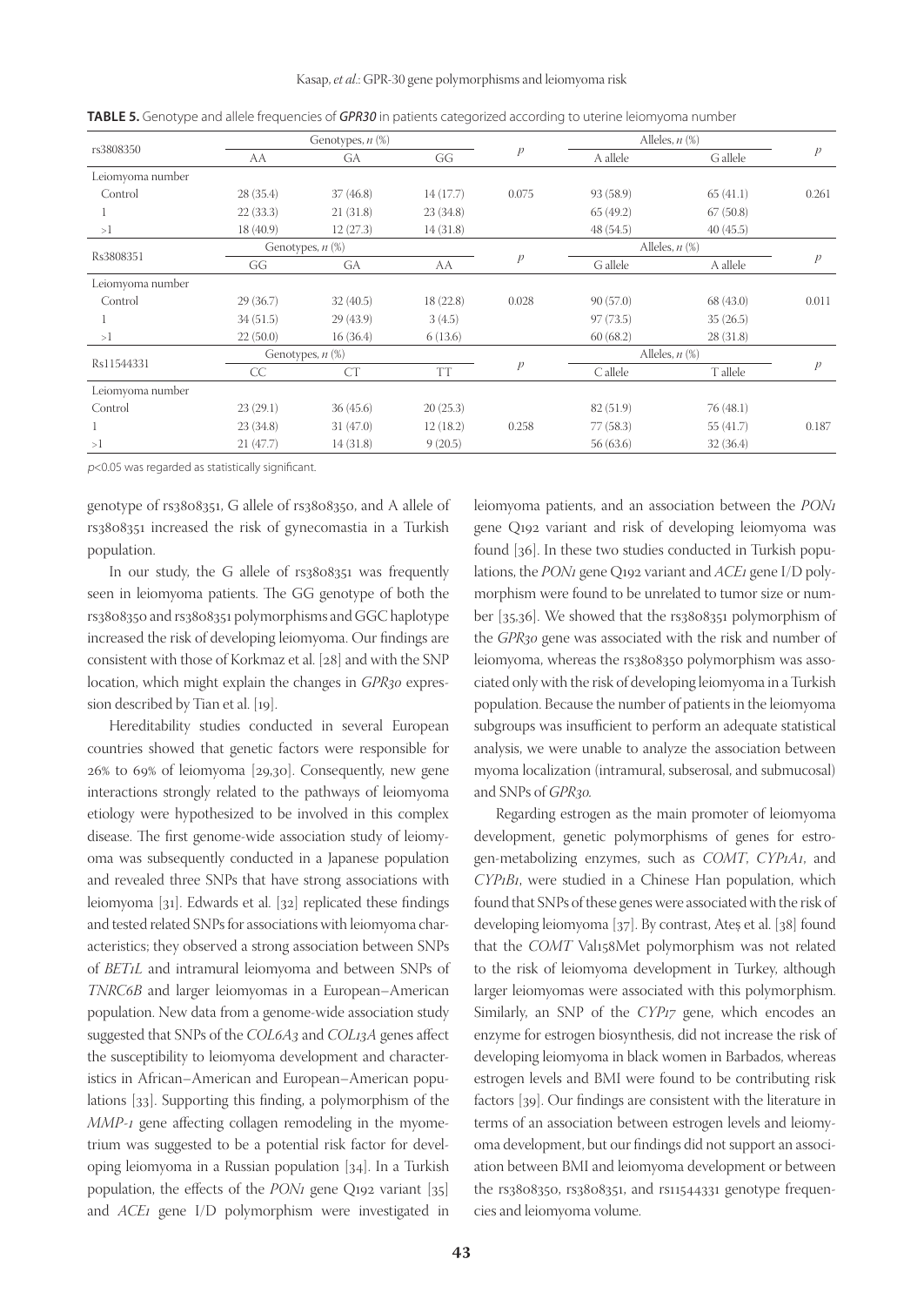**TABLE 5.** Genotype and allele frequencies of ***GPR30*** in patients categorized according to uterine leiomyoma number

| rs3808350 | Genotypes, *n* (%) | | | *p* | Alleles, *n* (%) | | *p* |
|---|---|---|---|---|---|---|---|
| | AA | GA | GG | | A allele | G allele | |
| Leiomyoma number | | | | | | | |
| Control | 28 (35.4) | 37 (46.8) | 14 (17.7) | 0.075 | 93 (58.9) | 65 (41.1) | 0.261 |
| 1 | 22 (33.3) | 21 (31.8) | 23 (34.8) | | 65 (49.2) | 67 (50.8) | |
| >1 | 18 (40.9) | 12 (27.3) | 14 (31.8) | | 48 (54.5) | 40 (45.5) | |
| Rs3808351 | Genotypes, *n* (%) | | | *p* | Alleles, *n* (%) | | *p* |
| | GG | GA | AA | | G allele | A allele | |
| Leiomyoma number | | | | | | | |
| Control | 29 (36.7) | 32 (40.5) | 18 (22.8) | 0.028 | 90 (57.0) | 68 (43.0) | 0.011 |
| 1 | 34 (51.5) | 29 (43.9) | 3 (4.5) | | 97 (73.5) | 35 (26.5) | |
| >1 | 22 (50.0) | 16 (36.4) | 6 (13.6) | | 60 (68.2) | 28 (31.8) | |
| Rs11544331 | Genotypes, *n* (%) | | | *p* | Alleles, *n* (%) | | *p* |
| | CC | CT | TT | | C allele | T allele | |
| Leiomyoma number | | | | | | | |
| Control | 23 (29.1) | 36 (45.6) | 20 (25.3) | | 82 (51.9) | 76 (48.1) | |
| 1 | 23 (34.8) | 31 (47.0) | 12 (18.2) | 0.258 | 77 (58.3) | 55 (41.7) | 0.187 |
| >1 | 21 (47.7) | 14 (31.8) | 9 (20.5) | | 56 (63.6) | 32 (36.4) | |

*p*<0.05 was regarded as statistically significant.

genotype of rs3808351, G allele of rs3808350, and A allele of rs3808351 increased the risk of gynecomastia in a Turkish population.

In our study, the G allele of rs3808351 was frequently seen in leiomyoma patients. The GG genotype of both the rs3808350 and rs3808351 polymorphisms and GGC haplotype increased the risk of developing leiomyoma. Our findings are consistent with those of Korkmaz et al. [28] and with the SNP location, which might explain the changes in *GPR30* expression described by Tian et al. [19].

Hereditability studies conducted in several European countries showed that genetic factors were responsible for 26% to 69% of leiomyoma [29,30]. Consequently, new gene interactions strongly related to the pathways of leiomyoma etiology were hypothesized to be involved in this complex disease. The first genome-wide association study of leiomyoma was subsequently conducted in a Japanese population and revealed three SNPs that have strong associations with leiomyoma [31]. Edwards et al. [32] replicated these findings and tested related SNPs for associations with leiomyoma characteristics; they observed a strong association between SNPs of *BET1L* and intramural leiomyoma and between SNPs of *TNRC6B* and larger leiomyomas in a European–American population. New data from a genome-wide association study suggested that SNPs of the *COL6A3* and *COL13A* genes affect the susceptibility to leiomyoma development and characteristics in African–American and European–American populations [33]. Supporting this finding, a polymorphism of the *MMP-1* gene affecting collagen remodeling in the myometrium was suggested to be a potential risk factor for developing leiomyoma in a Russian population [34]. In a Turkish population, the effects of the *PON1* gene Q192 variant [35] and *ACE1* gene I/D polymorphism were investigated in leiomyoma patients, and an association between the *PON1* gene Q192 variant and risk of developing leiomyoma was found [36]. In these two studies conducted in Turkish populations, the *PON1* gene Q192 variant and *ACE1* gene I/D polymorphism were found to be unrelated to tumor size or number [35,36]. We showed that the rs3808351 polymorphism of the *GPR30* gene was associated with the risk and number of leiomyoma, whereas the rs3808350 polymorphism was associated only with the risk of developing leiomyoma in a Turkish population. Because the number of patients in the leiomyoma subgroups was insufficient to perform an adequate statistical analysis, we were unable to analyze the association between myoma localization (intramural, subserosal, and submucosal) and SNPs of *GPR30.*

Regarding estrogen as the main promoter of leiomyoma development, genetic polymorphisms of genes for estrogen-metabolizing enzymes, such as *COMT*, *CYP1A1*, and *CYP1B1*, were studied in a Chinese Han population, which found that SNPs of these genes were associated with the risk of developing leiomyoma [37]. By contrast, Ateş et al. [38] found that the *COMT* Val158Met polymorphism was not related to the risk of leiomyoma development in Turkey, although larger leiomyomas were associated with this polymorphism. Similarly, an SNP of the *CYP17* gene, which encodes an enzyme for estrogen biosynthesis, did not increase the risk of developing leiomyoma in black women in Barbados, whereas estrogen levels and BMI were found to be contributing risk factors [39]. Our findings are consistent with the literature in terms of an association between estrogen levels and leiomyoma development, but our findings did not support an association between BMI and leiomyoma development or between the rs3808350, rs3808351, and rs11544331 genotype frequencies and leiomyoma volume.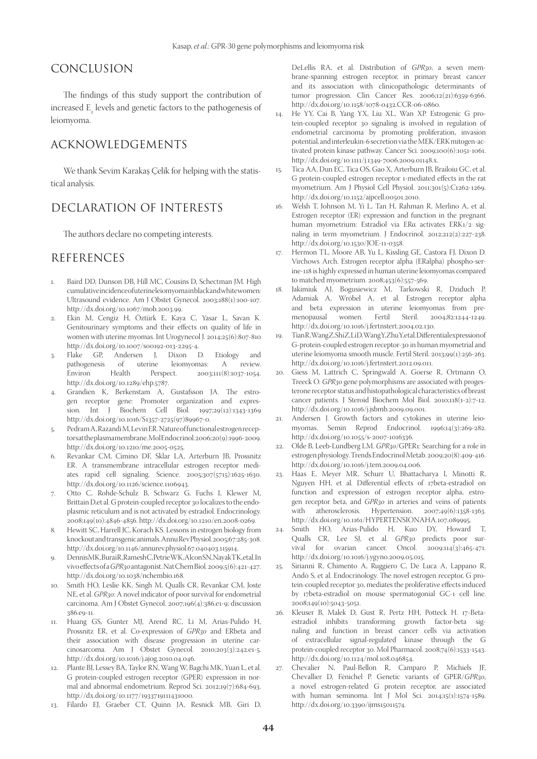## CONCLUSION

The findings of this study support the contribution of increased $E_2$ levels and genetic factors to the pathogenesis of leiomyoma.

## ACKNOWLEDGEMENTS

We thank Sevim Karakaş Çelik for helping with the statistical analysis.

## DECLARATION OF INTERESTS

The authors declare no competing interests.

## REFERENCES

1. Baird DD, Dunson DB, Hill MC, Cousins D, Schectman JM. High cumulative incidence of uterine leiomyoma in black and white women: Ultrasound evidence. Am J Obstet Gynecol. 2003;188(1):100-107. http://dx.doi.org/10.1067/mob.2003.99.
2. Ekin M, Cengiz H, Öztürk E, Kaya C, Yasar L, Savan K. Genitourinary symptoms and their effects on quality of life in women with uterine myomas. Int Urogynecol J. 2014;25(6):807-810 http://dx.doi.org/10.1007/s00192-013-2295-4.
3. Flake GP, Andersen J, Dixon D. Etiology and pathogenesis of uterine leiomyomas: A review. Environ Health Perspect. 2003;111(8):1037-1054. http://dx.doi.org/10.1289/ehp.5787.
4. Grandien K, Berkenstam A, Gustafsson JA. The estrogen receptor gene: Promoter organization and expression. Int J Biochem Cell Biol. 1997;29(12):1343-1369 http://dx.doi.org/10.1016/S1357-2725(97)89967-0.
5. Pedram A, Razandi M, Levin ER. Nature of functional estrogen receptors at the plasma membrane. Mol Endocrinol. 2006;20(9):1996-2009. http://dx.doi.org/10.1210/me.2005-0525.
6. Revankar CM, Cimino DF, Sklar LA, Arterburn JB, Prossnitz ER. A transmembrane intracellular estrogen receptor mediates rapid cell signaling. Science. 2005;307(5715):1625-1630. http://dx.doi.org/10.1126/science.1106943.
7. Otto C, Rohde-Schulz B, Schwarz G, Fuchs I, Klewer M, Brittain D, et al. G protein-coupled receptor 30 localizes to the endoplasmic reticulum and is not activated by estradiol. Endocrinology. 2008;149(10):4846-4856. http://dx.doi.org/10.1210/en.2008-0269.
8. Hewitt SC, Harrell JC, Korach KS. Lessons in estrogen biology from knockout and transgenic animals. Annu Rev Physiol. 2005;67:285-308. http://dx.doi.org/10.1146/annurev.physiol.67.040403.115914.
9. Dennis MK, Burai R, Ramesh C, Petrie WK, Alcon SN, Nayak TK, et al. In vivo effects of a *GPR30* antagonist. Nat Chem Biol. 2009;5(6):421-427. http://dx.doi.org/10.1038/nchembio.168.
10. Smith HO, Leslie KK, Singh M, Qualls CR, Revankar CM, Joste NE, et al. *GPR30*: A novel indicator of poor survival for endometrial carcinoma. Am J Obstet Gynecol. 2007;196(4):386.e1-9; discussion 386.e9-11.
11. Huang GS, Gunter MJ, Arend RC, Li M, Arias-Pulido H, Prossnitz ER, et al. Co-expression of *GPR30* and ERbeta and their association with disease progression in uterine carcinosarcoma. Am J Obstet Gynecol. 2010;203(3):242.e1-5. http://dx.doi.org/10.1016/j.ajog.2010.04.046.
12. Plante BJ, Lessey BA, Taylor RN, Wang W, Bagchi MK, Yuan L, et al. G protein-coupled estrogen receptor (GPER) expression in normal and abnormal endometrium. Reprod Sci. 2012;19(7):684-693. http://dx.doi.org/10.1177/1933719111431000.
13. Filardo EJ, Graeber CT, Quinn JA, Resnick MB, Giri D, DeLellis RA, et al. Distribution of *GPR30*, a seven membrane-spanning estrogen receptor, in primary breast cancer and its association with clinicopathologic determinants of tumor progression. Clin Cancer Res. 2006;12(21):6359-6366. http://dx.doi.org/10.1158/1078-0432.CCR-06-0860.
14. He YY, Cai B, Yang YX, Liu XL, Wan XP. Estrogenic G protein-coupled receptor 30 signaling is involved in regulation of endometrial carcinoma by promoting proliferation, invasion potential, and interleukin-6 secretion via the MEK/ERK mitogen-activated protein kinase pathway. Cancer Sci. 2009;100(6):1051-1061. http://dx.doi.org/10.1111/j.1349-7006.2009.01148.x.
15. Tica AA, Dun EC, Tica OS, Gao X, Arterburn JB, Brailoiu GC, et al. G protein-coupled estrogen receptor 1-mediated effects in the rat myometrium. Am J Physiol Cell Physiol. 2011;301(5):C1262-1269. http://dx.doi.org/10.1152/ajpcell.00501.2010.
16. Welsh T, Johnson M, Yi L, Tan H, Rahman R, Merlino A, et al. Estrogen receptor (ER) expression and function in the pregnant human myometrium: Estradiol via ERα activates ERK1/2 signaling in term myometrium. J Endocrinol. 2012;212(2):227-238. http://dx.doi.org/10.1530/JOE-11-0358.
17. Hermon TL, Moore AB, Yu L, Kissling GE, Castora FJ, Dixon D. Virchows Arch. Estrogen receptor alpha (ERalpha) phospho-serine-118 is highly expressed in human uterine leiomyomas compared to matched myometrium. 2008;453(6):557-569.
18. Jakimiuk AJ, Bogusiewicz M, Tarkowski R, Dziduch P, Adamiak A, Wróbel A, et al. Estrogen receptor alpha and beta expression in uterine leiomyomas from premenopausal women. Fertil Steril. 2004;82:1244-1249. http://dx.doi.org/10.1016/j.fertnstert.2004.02.130.
19. Tian R, Wang Z, Shi Z, Li D, Wang Y, Zhu Y, et al. Differential expression of G-protein-coupled estrogen receptor-30 in human myometrial and uterine leiomyoma smooth muscle. Fertil Steril. 2013;99(1):256-263. http://dx.doi.org/10.1016/j.fertnstert.2012.09.011.
20. Giess M, Lattrich C, Springwald A, Goerse R, Ortmann O, Treeck O. *GPR30* gene polymorphisms are associated with progesterone receptor status and histopathological characteristics of breast cancer patients. J Steroid Biochem Mol Biol. 2010;118(1-2):7-12. http://dx.doi.org/10.1016/j.jsbmb.2009.09.001.
21. Andersen J. Growth factors and cytokines in uterine leiomyomas. Semin Reprod Endocrinol. 1996;14(3):269-282. http://dx.doi.org/10.1055/s-2007-1016336.
22. Olde B, Leeb-Lundberg LM. *GPR30*/GPER1: Searching for a role in estrogen physiology. Trends Endocrinol Metab. 2009;20(8):409-416. http://dx.doi.org/10.1016/j.tem.2009.04.006.
23. Haas E, Meyer MR, Schurr U, Bhattacharya I, Minotti R, Nguyen HH, et al. Differential effects of 17beta-estradiol on function and expression of estrogen receptor alpha, estrogen receptor beta, and *GPR30* in arteries and veins of patients with atherosclerosis. Hypertension. 2007;49(6):1358-1363. http://dx.doi.org/10.1161/HYPERTENSIONAHA.107.089995.
24. Smith HO, Arias-Pulido H, Kuo DY, Howard T, Qualls CR, Lee SJ, et al. *GPR30* predicts poor survival for ovarian cancer. Oncol. 2009;114(3):465-471. http://dx.doi.org/10.1016/j.ygyno.2009.05.015.
25. Sirianni R, Chimento A, Ruggiero C, De Luca A, Lappano R, Andò S, et al. Endocrinology. The novel estrogen receptor, G protein-coupled receptor 30, mediates the proliferative effects induced by 17beta-estradiol on mouse spermatogonial GC-1 cell line. 2008;149(10):5043-5051.
26. Kleuser B, Malek D, Gust R, Pertz HH, Potteck H. 17-Beta-estradiol inhibits transforming growth factor-beta signaling and function in breast cancer cells via activation of extracellular signal-regulated kinase through the G protein-coupled receptor 30. Mol Pharmacol. 2008;74(6):1533-1543. http://dx.doi.org/10.1124/mol.108.046854.
27. Chevalier N, Paul-Bellon R, Camparo P, Michiels JF, Chevallier D, Fénichel P. Genetic variants of GPER/*GPR30*, a novel estrogen-related G protein receptor, are associated with human seminoma. Int J Mol Sci. 2014;15(1):1574-1589. http://dx.doi.org/10.3390/ijms15011574.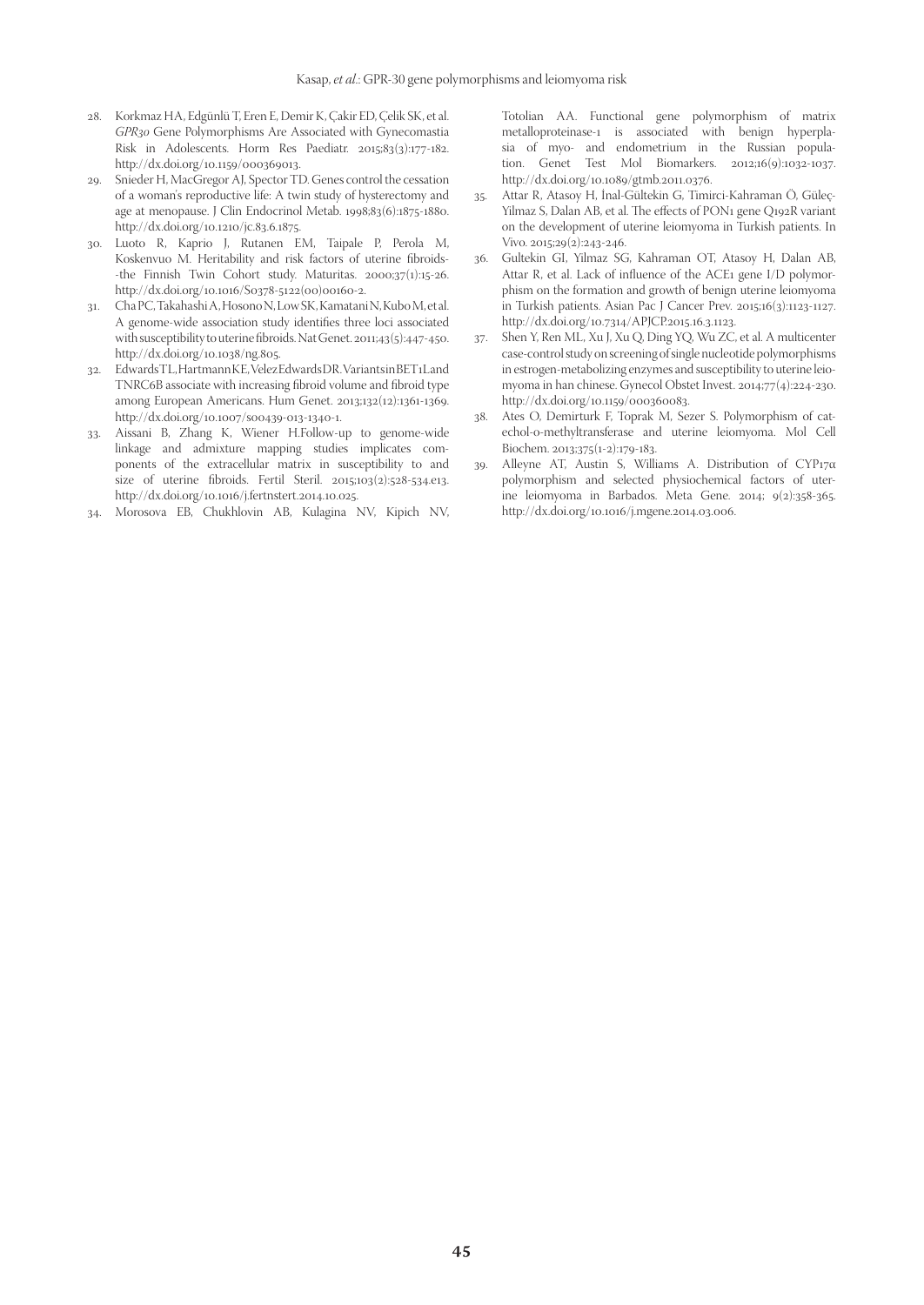28. Korkmaz HA, Edgünlü T, Eren E, Demir K, Çakir ED, Çelik SK, et al. *GPR30* Gene Polymorphisms Are Associated with Gynecomastia Risk in Adolescents. Horm Res Paediatr. 2015;83(3):177-182. http://dx.doi.org/10.1159/000369013.
29. Snieder H, MacGregor AJ, Spector TD. Genes control the cessation of a woman's reproductive life: A twin study of hysterectomy and age at menopause. J Clin Endocrinol Metab. 1998;83(6):1875-1880. http://dx.doi.org/10.1210/jc.83.6.1875.
30. Luoto R, Kaprio J, Rutanen EM, Taipale P, Perola M, Koskenvuo M. Heritability and risk factors of uterine fibroids--the Finnish Twin Cohort study. Maturitas. 2000;37(1):15-26. http://dx.doi.org/10.1016/S0378-5122(00)00160-2.
31. Cha PC, Takahashi A, Hosono N, Low SK, Kamatani N, Kubo M, et al. A genome-wide association study identifies three loci associated with susceptibility to uterine fibroids. Nat Genet. 2011;43(5):447-450. http://dx.doi.org/10.1038/ng.805.
32. Edwards TL, Hartmann KE, Velez Edwards DR. Variants in BET1L and TNRC6B associate with increasing fibroid volume and fibroid type among European Americans. Hum Genet. 2013;132(12):1361-1369. http://dx.doi.org/10.1007/s00439-013-1340-1.
33. Aissani B, Zhang K, Wiener H.Follow-up to genome-wide linkage and admixture mapping studies implicates components of the extracellular matrix in susceptibility to and size of uterine fibroids. Fertil Steril. 2015;103(2):528-534.e13. http://dx.doi.org/10.1016/j.fertnstert.2014.10.025.
34. Morosova EB, Chukhlovin AB, Kulagina NV, Kipich NV, Totolian AA. Functional gene polymorphism of matrix metalloproteinase-1 is associated with benign hyperplasia of myo- and endometrium in the Russian population. Genet Test Mol Biomarkers. 2012;16(9):1032-1037. http://dx.doi.org/10.1089/gtmb.2011.0376.
35. Attar R, Atasoy H, İnal-Gültekin G, Timirci-Kahraman Ö, Güleç-Yilmaz S, Dalan AB, et al. The effects of PON1 gene Q192R variant on the development of uterine leiomyoma in Turkish patients. In Vivo. 2015;29(2):243-246.
36. Gultekin GI, Yilmaz SG, Kahraman OT, Atasoy H, Dalan AB, Attar R, et al. Lack of influence of the ACE1 gene I/D polymorphism on the formation and growth of benign uterine leiomyoma in Turkish patients. Asian Pac J Cancer Prev. 2015;16(3):1123-1127. http://dx.doi.org/10.7314/APJCP.2015.16.3.1123.
37. Shen Y, Ren ML, Xu J, Xu Q, Ding YQ, Wu ZC, et al. A multicenter case-control study on screening of single nucleotide polymorphisms in estrogen-metabolizing enzymes and susceptibility to uterine leiomyoma in han chinese. Gynecol Obstet Invest. 2014;77(4):224-230. http://dx.doi.org/10.1159/000360083.
38. Ates O, Demirturk F, Toprak M, Sezer S. Polymorphism of catechol-o-methyltransferase and uterine leiomyoma. Mol Cell Biochem. 2013;375(1-2):179-183.
39. Alleyne AT, Austin S, Williams A. Distribution of CYP17α polymorphism and selected physiochemical factors of uterine leiomyoma in Barbados. Meta Gene. 2014; 9(2):358-365. http://dx.doi.org/10.1016/j.mgene.2014.03.006.